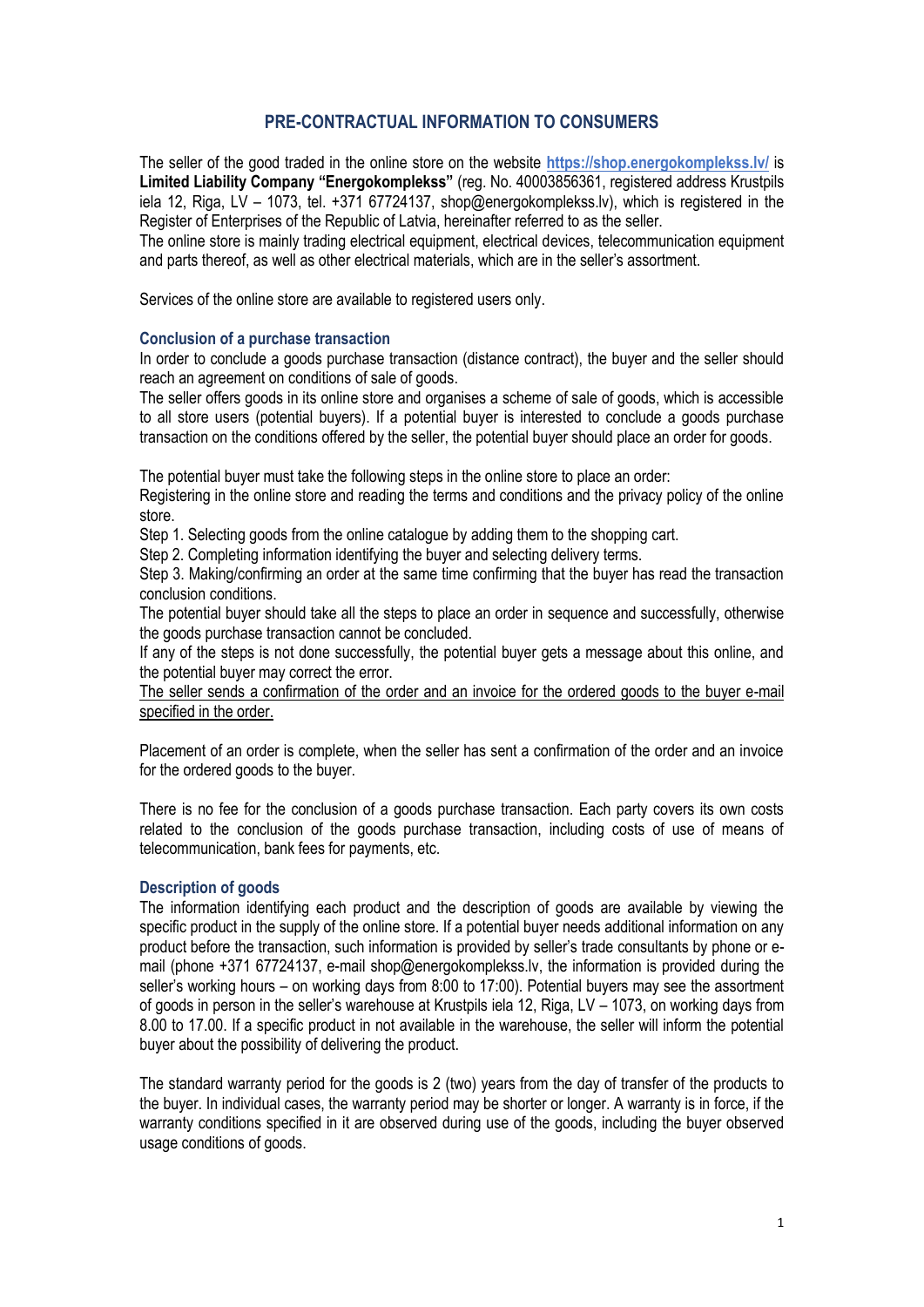# PRE-CONTRACTUAL INFORMATION TO CONSUMERS

The seller of the good traded in the online store on the website **https://shop.energokomplekss.lv/** is **Limited Liability Company "Energokomplekss"** (reg. No. 40003856361, registered address Krustpils iela 12, Riga, LV – 1073, tel. +371 67724137, shop@energokomplekss.lv), which is registered in the Register of Enterprises of the Republic of Latvia, hereinafter referred to as the seller.
The online store is mainly trading electrical equipment, electrical devices, telecommunication equipment and parts thereof, as well as other electrical materials, which are in the seller's assortment.

Services of the online store are available to registered users only.

## Conclusion of a purchase transaction

In order to conclude a goods purchase transaction (distance contract), the buyer and the seller should reach an agreement on conditions of sale of goods.
The seller offers goods in its online store and organises a scheme of sale of goods, which is accessible to all store users (potential buyers). If a potential buyer is interested to conclude a goods purchase transaction on the conditions offered by the seller, the potential buyer should place an order for goods.

The potential buyer must take the following steps in the online store to place an order:
Registering in the online store and reading the terms and conditions and the privacy policy of the online store.
Step 1. Selecting goods from the online catalogue by adding them to the shopping cart.
Step 2. Completing information identifying the buyer and selecting delivery terms.
Step 3. Making/confirming an order at the same time confirming that the buyer has read the transaction conclusion conditions.
The potential buyer should take all the steps to place an order in sequence and successfully, otherwise the goods purchase transaction cannot be concluded.
If any of the steps is not done successfully, the potential buyer gets a message about this online, and the potential buyer may correct the error.
<u>The seller sends a confirmation of the order and an invoice for the ordered goods to the buyer e-mail specified in the order.</u>

Placement of an order is complete, when the seller has sent a confirmation of the order and an invoice for the ordered goods to the buyer.

There is no fee for the conclusion of a goods purchase transaction. Each party covers its own costs related to the conclusion of the goods purchase transaction, including costs of use of means of telecommunication, bank fees for payments, etc.

## Description of goods

The information identifying each product and the description of goods are available by viewing the specific product in the supply of the online store. If a potential buyer needs additional information on any product before the transaction, such information is provided by seller's trade consultants by phone or e-mail (phone +371 67724137, e-mail shop@energokomplekss.lv, the information is provided during the seller's working hours – on working days from 8:00 to 17:00). Potential buyers may see the assortment of goods in person in the seller's warehouse at Krustpils iela 12, Riga, LV – 1073, on working days from 8.00 to 17.00. If a specific product in not available in the warehouse, the seller will inform the potential buyer about the possibility of delivering the product.

The standard warranty period for the goods is 2 (two) years from the day of transfer of the products to the buyer. In individual cases, the warranty period may be shorter or longer. A warranty is in force, if the warranty conditions specified in it are observed during use of the goods, including the buyer observed usage conditions of goods.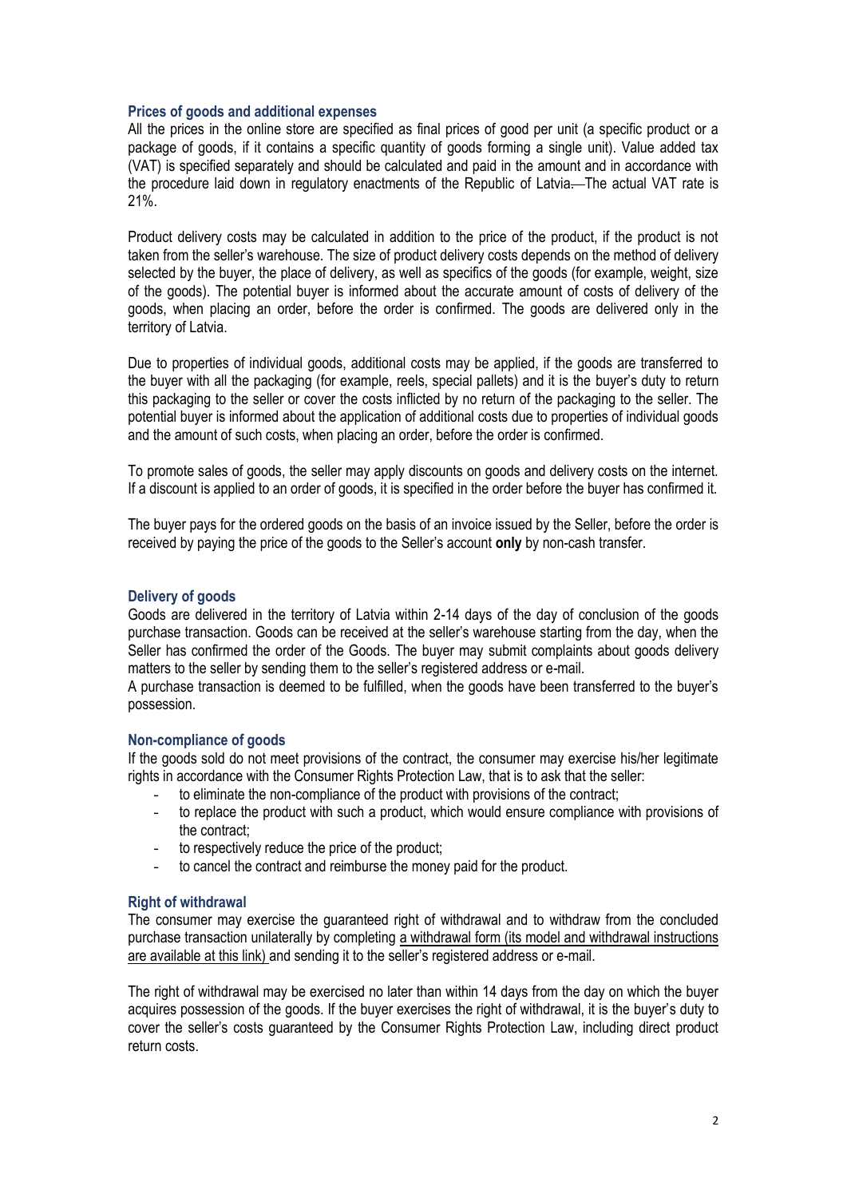### Prices of goods and additional expenses

All the prices in the online store are specified as final prices of good per unit (a specific product or a package of goods, if it contains a specific quantity of goods forming a single unit). Value added tax (VAT) is specified separately and should be calculated and paid in the amount and in accordance with the procedure laid down in regulatory enactments of the Republic of Latvia. The actual VAT rate is 21%.

Product delivery costs may be calculated in addition to the price of the product, if the product is not taken from the seller's warehouse. The size of product delivery costs depends on the method of delivery selected by the buyer, the place of delivery, as well as specifics of the goods (for example, weight, size of the goods). The potential buyer is informed about the accurate amount of costs of delivery of the goods, when placing an order, before the order is confirmed. The goods are delivered only in the territory of Latvia.

Due to properties of individual goods, additional costs may be applied, if the goods are transferred to the buyer with all the packaging (for example, reels, special pallets) and it is the buyer's duty to return this packaging to the seller or cover the costs inflicted by no return of the packaging to the seller. The potential buyer is informed about the application of additional costs due to properties of individual goods and the amount of such costs, when placing an order, before the order is confirmed.

To promote sales of goods, the seller may apply discounts on goods and delivery costs on the internet. If a discount is applied to an order of goods, it is specified in the order before the buyer has confirmed it.

The buyer pays for the ordered goods on the basis of an invoice issued by the Seller, before the order is received by paying the price of the goods to the Seller's account **only** by non-cash transfer.

### Delivery of goods

Goods are delivered in the territory of Latvia within 2-14 days of the day of conclusion of the goods purchase transaction. Goods can be received at the seller's warehouse starting from the day, when the Seller has confirmed the order of the Goods. The buyer may submit complaints about goods delivery matters to the seller by sending them to the seller's registered address or e-mail.

A purchase transaction is deemed to be fulfilled, when the goods have been transferred to the buyer's possession.

### Non-compliance of goods

If the goods sold do not meet provisions of the contract, the consumer may exercise his/her legitimate rights in accordance with the Consumer Rights Protection Law, that is to ask that the seller:

- to eliminate the non-compliance of the product with provisions of the contract;
- to replace the product with such a product, which would ensure compliance with provisions of the contract;
- to respectively reduce the price of the product;
- to cancel the contract and reimburse the money paid for the product.

### Right of withdrawal

The consumer may exercise the guaranteed right of withdrawal and to withdraw from the concluded purchase transaction unilaterally by completing a withdrawal form (its model and withdrawal instructions are available at this link) and sending it to the seller's registered address or e-mail.

The right of withdrawal may be exercised no later than within 14 days from the day on which the buyer acquires possession of the goods. If the buyer exercises the right of withdrawal, it is the buyer's duty to cover the seller's costs guaranteed by the Consumer Rights Protection Law, including direct product return costs.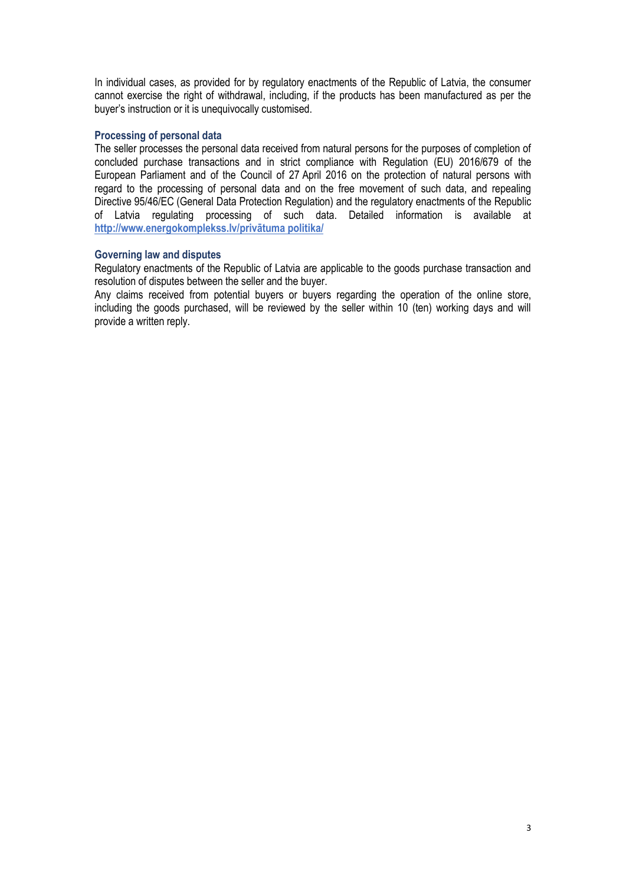In individual cases, as provided for by regulatory enactments of the Republic of Latvia, the consumer cannot exercise the right of withdrawal, including, if the products has been manufactured as per the buyer's instruction or it is unequivocally customised.

### Processing of personal data

The seller processes the personal data received from natural persons for the purposes of completion of concluded purchase transactions and in strict compliance with Regulation (EU) 2016/679 of the European Parliament and of the Council of 27 April 2016 on the protection of natural persons with regard to the processing of personal data and on the free movement of such data, and repealing Directive 95/46/EC (General Data Protection Regulation) and the regulatory enactments of the Republic of Latvia regulating processing of such data. Detailed information is available at **http://www.energokomplekss.lv/privātuma politika/**

### Governing law and disputes

Regulatory enactments of the Republic of Latvia are applicable to the goods purchase transaction and resolution of disputes between the seller and the buyer.

Any claims received from potential buyers or buyers regarding the operation of the online store, including the goods purchased, will be reviewed by the seller within 10 (ten) working days and will provide a written reply.